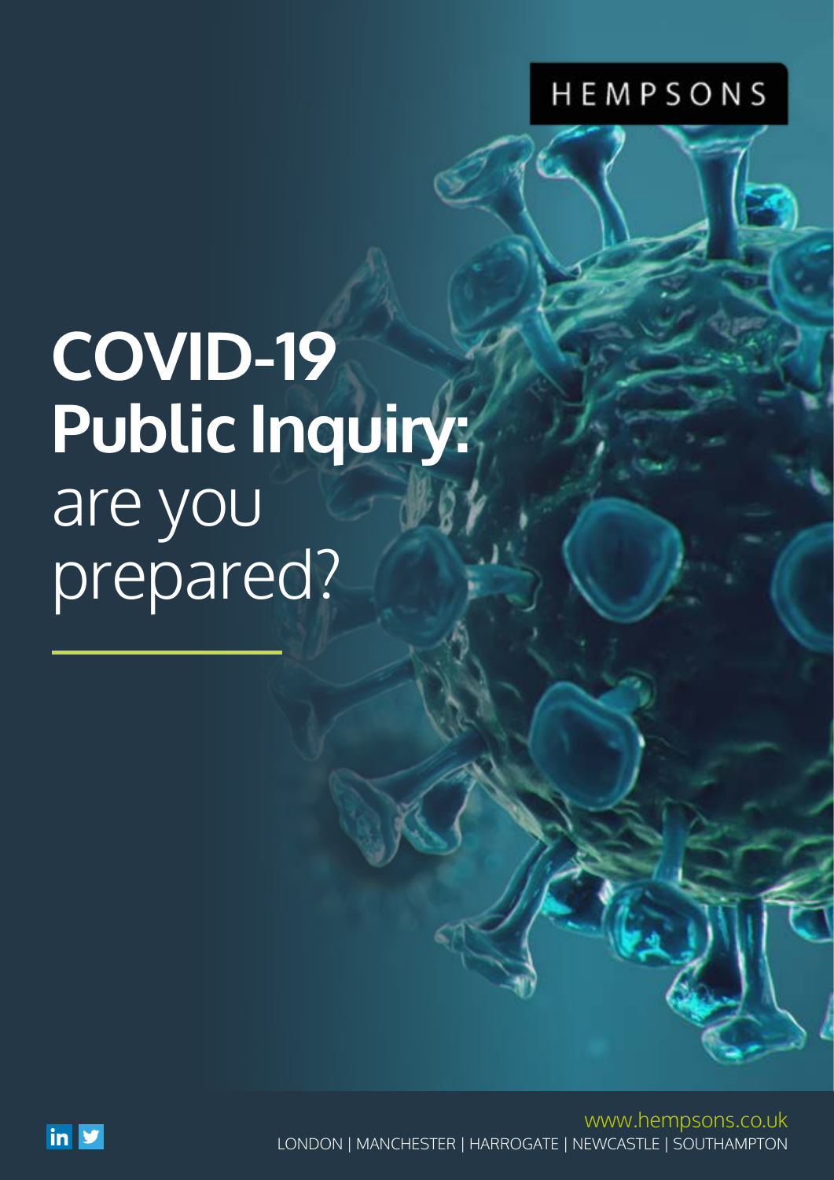HEMPSONS

# COVID-19 Public Inquiry: are you prepared?

www.hempsons.co.uk
LONDON | MANCHESTER | HARROGATE | NEWCASTLE | SOUTHAMPTON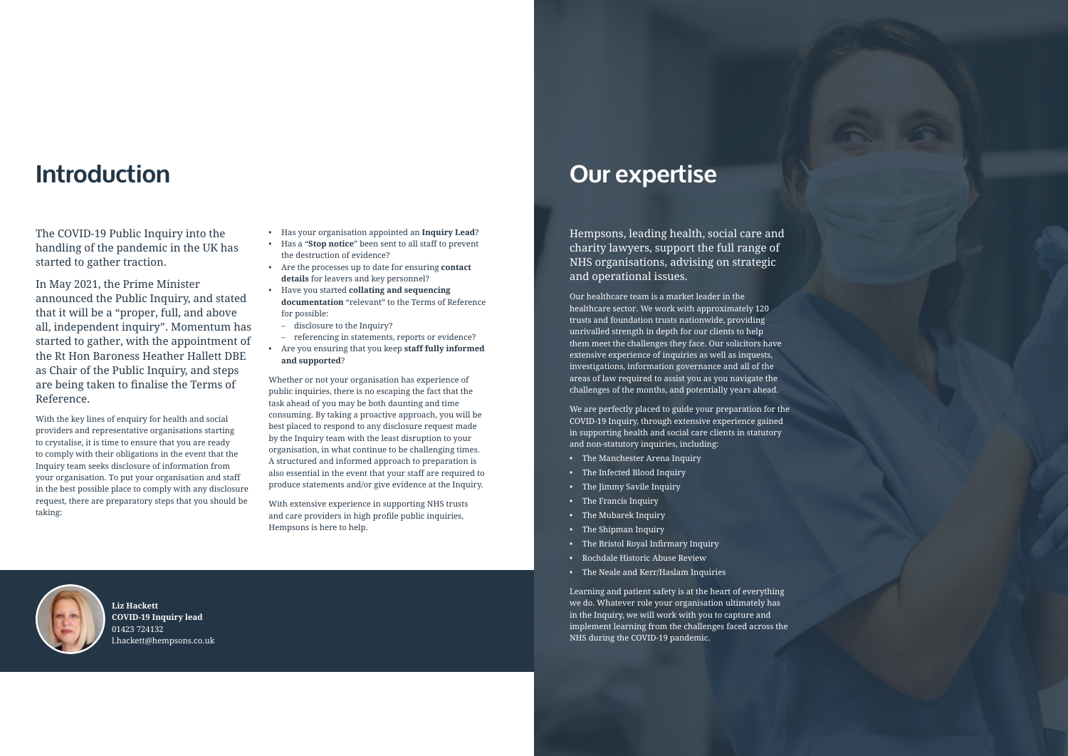# Introduction

The COVID-19 Public Inquiry into the handling of the pandemic in the UK has started to gather traction.

In May 2021, the Prime Minister announced the Public Inquiry, and stated that it will be a "proper, full, and above all, independent inquiry". Momentum has started to gather, with the appointment of the Rt Hon Baroness Heather Hallett DBE as Chair of the Public Inquiry, and steps are being taken to finalise the Terms of Reference.

With the key lines of enquiry for health and social providers and representative organisations starting to crystalise, it is time to ensure that you are ready to comply with their obligations in the event that the Inquiry team seeks disclosure of information from your organisation. To put your organisation and staff in the best possible place to comply with any disclosure request, there are preparatory steps that you should be taking:

- Has your organisation appointed an **Inquiry Lead**?
- Has a "**Stop notice**" been sent to all staff to prevent the destruction of evidence?
- Are the processes up to date for ensuring **contact details** for leavers and key personnel?
- Have you started **collating and sequencing documentation** "relevant" to the Terms of Reference for possible:
  - disclosure to the Inquiry?
  - referencing in statements, reports or evidence?
- Are you ensuring that you keep **staff fully informed and supported**?

Whether or not your organisation has experience of public inquiries, there is no escaping the fact that the task ahead of you may be both daunting and time consuming. By taking a proactive approach, you will be best placed to respond to any disclosure request made by the Inquiry team with the least disruption to your organisation, in what continue to be challenging times. A structured and informed approach to preparation is also essential in the event that your staff are required to produce statements and/or give evidence at the Inquiry.

With extensive experience in supporting NHS trusts and care providers in high profile public inquiries, Hempsons is here to help.

**Liz Hackett**
**COVID-19 Inquiry lead**
01423 724132
l.hackett@hempsons.co.uk

# Our expertise

Hempsons, leading health, social care and charity lawyers, support the full range of NHS organisations, advising on strategic and operational issues.

Our healthcare team is a market leader in the healthcare sector. We work with approximately 120 trusts and foundation trusts nationwide, providing unrivalled strength in depth for our clients to help them meet the challenges they face. Our solicitors have extensive experience of inquiries as well as inquests, investigations, information governance and all of the areas of law required to assist you as you navigate the challenges of the months, and potentially years ahead.

We are perfectly placed to guide your preparation for the COVID-19 Inquiry, through extensive experience gained in supporting health and social care clients in statutory and non-statutory inquiries, including:

- The Manchester Arena Inquiry
- The Infected Blood Inquiry
- The Jimmy Savile Inquiry
- The Francis Inquiry
- The Mubarek Inquiry
- The Shipman Inquiry
- The Bristol Royal Infirmary Inquiry
- Rochdale Historic Abuse Review
- The Neale and Kerr/Haslam Inquiries

Learning and patient safety is at the heart of everything we do. Whatever role your organisation ultimately has in the Inquiry, we will work with you to capture and implement learning from the challenges faced across the NHS during the COVID-19 pandemic.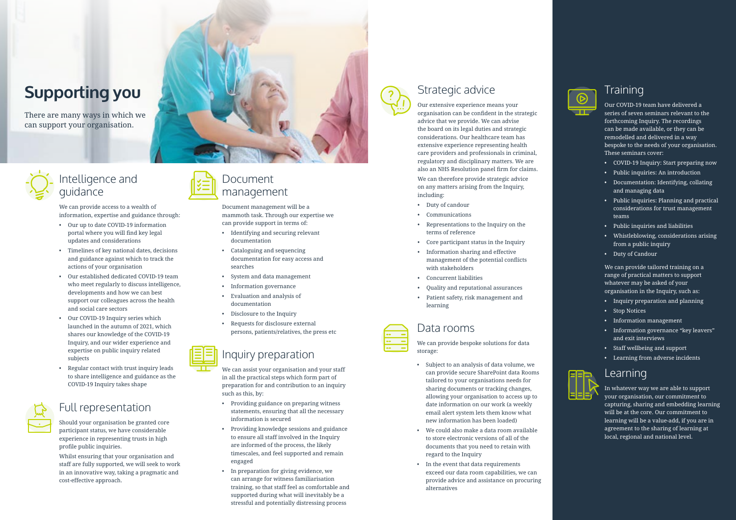# Supporting you

There are many ways in which we can support your organisation.

## Intelligence and guidance

We can provide access to a wealth of information, expertise and guidance through:

- Our up to date COVID-19 information portal where you will find key legal updates and considerations
- Timelines of key national dates, decisions and guidance against which to track the actions of your organisation
- Our established dedicated COVID-19 team who meet regularly to discuss intelligence, developments and how we can best support our colleagues across the health and social care sectors
- Our COVID-19 Inquiry series which launched in the autumn of 2021, which shares our knowledge of the COVID-19 Inquiry, and our wider experience and expertise on public inquiry related subjects
- Regular contact with trust inquiry leads to share intelligence and guidance as the COVID-19 Inquiry takes shape

## Full representation

Should your organisation be granted core participant status, we have considerable experience in representing trusts in high profile public inquiries.

Whilst ensuring that your organisation and staff are fully supported, we will seek to work in an innovative way, taking a pragmatic and cost-effective approach.

## Document management

Document management will be a mammoth task. Through our expertise we can provide support in terms of:

- Identifying and securing relevant documentation
- Cataloguing and sequencing documentation for easy access and searches
- System and data management
- Information governance
- Evaluation and analysis of documentation
- Disclosure to the Inquiry
- Requests for disclosure external persons, patients/relatives, the press etc

## Inquiry preparation

We can assist your organisation and your staff in all the practical steps which form part of preparation for and contribution to an inquiry such as this, by:

- Providing guidance on preparing witness statements, ensuring that all the necessary information is secured
- Providing knowledge sessions and guidance to ensure all staff involved in the Inquiry are informed of the process, the likely timescales, and feel supported and remain engaged
- In preparation for giving evidence, we can arrange for witness familiarisation training, so that staff feel as comfortable and supported during what will inevitably be a stressful and potentially distressing process

## Strategic advice

Our extensive experience means your organisation can be confident in the strategic advice that we provide. We can advise the board on its legal duties and strategic considerations. Our healthcare team has extensive experience representing health care providers and professionals in criminal, regulatory and disciplinary matters. We are also an NHS Resolution panel firm for claims.

We can therefore provide strategic advice on any matters arising from the Inquiry, including:

- Duty of candour
- Communications
- Representations to the Inquiry on the terms of reference
- Core participant status in the Inquiry
- Information sharing and effective management of the potential conflicts with stakeholders
- Concurrent liabilities
- Quality and reputational assurances
- Patient safety, risk management and learning

## Data rooms

We can provide bespoke solutions for data storage:

- Subject to an analysis of data volume, we can provide secure SharePoint data Rooms tailored to your organisations needs for sharing documents or tracking changes, allowing your organisation to access up to date information on our work (a weekly email alert system lets them know what new information has been loaded)
- We could also make a data room available to store electronic versions of all of the documents that you need to retain with regard to the Inquiry
- In the event that data requirements exceed our data room capabilities, we can provide advice and assistance on procuring alternatives

## Training

Our COVID-19 team have delivered a series of seven seminars relevant to the forthcoming Inquiry. The recordings can be made available, or they can be remodelled and delivered in a way bespoke to the needs of your organisation. These seminars cover:

- COVID-19 Inquiry: Start preparing now
- Public inquiries: An introduction
- Documentation: Identifying, collating and managing data
- Public inquiries: Planning and practical considerations for trust management teams
- Public inquiries and liabilities
- Whistleblowing, considerations arising from a public inquiry
- Duty of Candour

We can provide tailored training on a range of practical matters to support whatever may be asked of your organisation in the Inquiry, such as:

- Inquiry preparation and planning
- Stop Notices
- Information management
- Information governance "key leavers" and exit interviews
- Staff wellbeing and support
- Learning from adverse incidents

## Learning

In whatever way we are able to support your organisation, our commitment to capturing, sharing and embedding learning will be at the core. Our commitment to learning will be a value-add, if you are in agreement to the sharing of learning at local, regional and national level.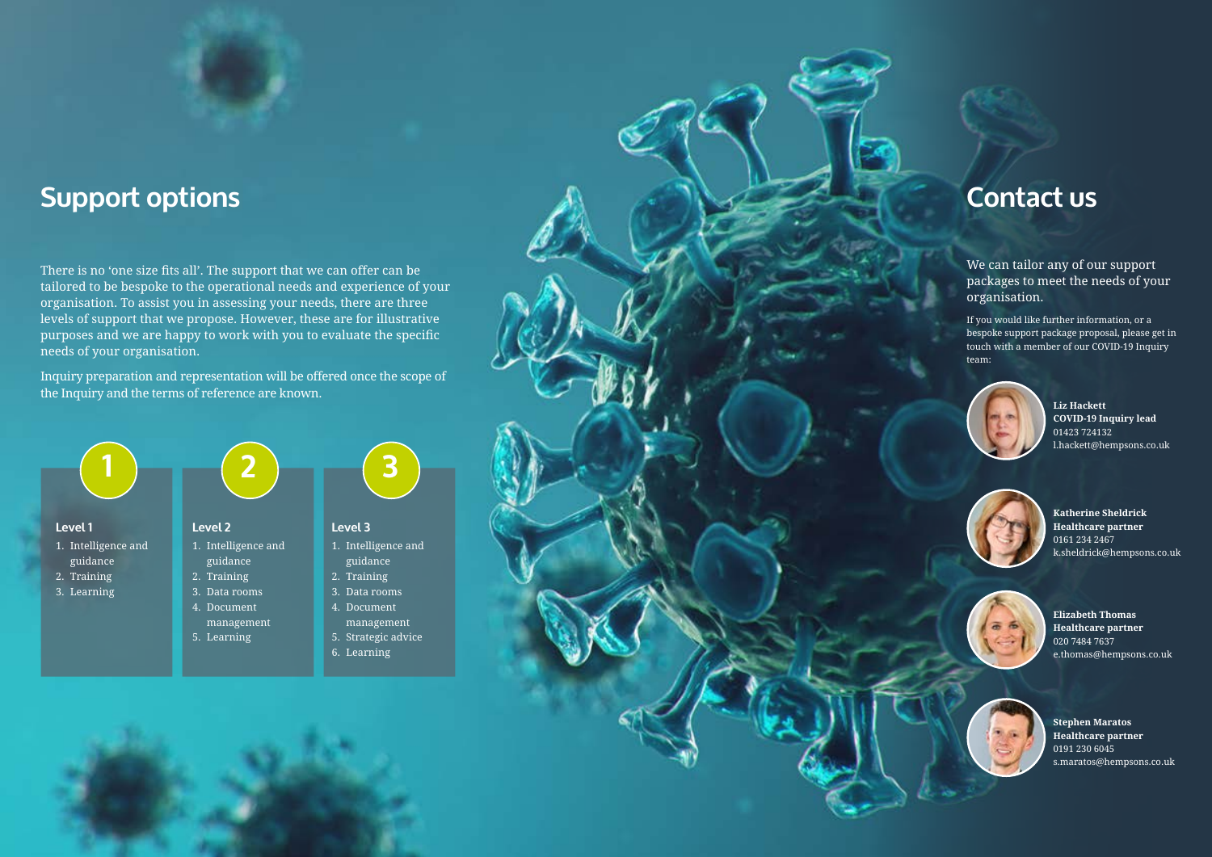## Support options

There is no 'one size fits all'. The support that we can offer can be tailored to be bespoke to the operational needs and experience of your organisation. To assist you in assessing your needs, there are three levels of support that we propose. However, these are for illustrative purposes and we are happy to work with you to evaluate the specific needs of your organisation.

Inquiry preparation and representation will be offered once the scope of the Inquiry and the terms of reference are known.

### Level 1

1. Intelligence and guidance
2. Training
3. Learning

### Level 2

1. Intelligence and guidance
2. Training
3. Data rooms
4. Document management
5. Learning

### Level 3

1. Intelligence and guidance
2. Training
3. Data rooms
4. Document management
5. Strategic advice
6. Learning

## Contact us

We can tailor any of our support packages to meet the needs of your organisation.

If you would like further information, or a bespoke support package proposal, please get in touch with a member of our COVID-19 Inquiry team:

**Liz Hackett**
**COVID-19 Inquiry lead**
01423 724132
l.hackett@hempsons.co.uk

**Katherine Sheldrick**
**Healthcare partner**
0161 234 2467
k.sheldrick@hempsons.co.uk

**Elizabeth Thomas**
**Healthcare partner**
020 7484 7637
e.thomas@hempsons.co.uk

**Stephen Maratos**
**Healthcare partner**
0191 230 6045
s.maratos@hempsons.co.uk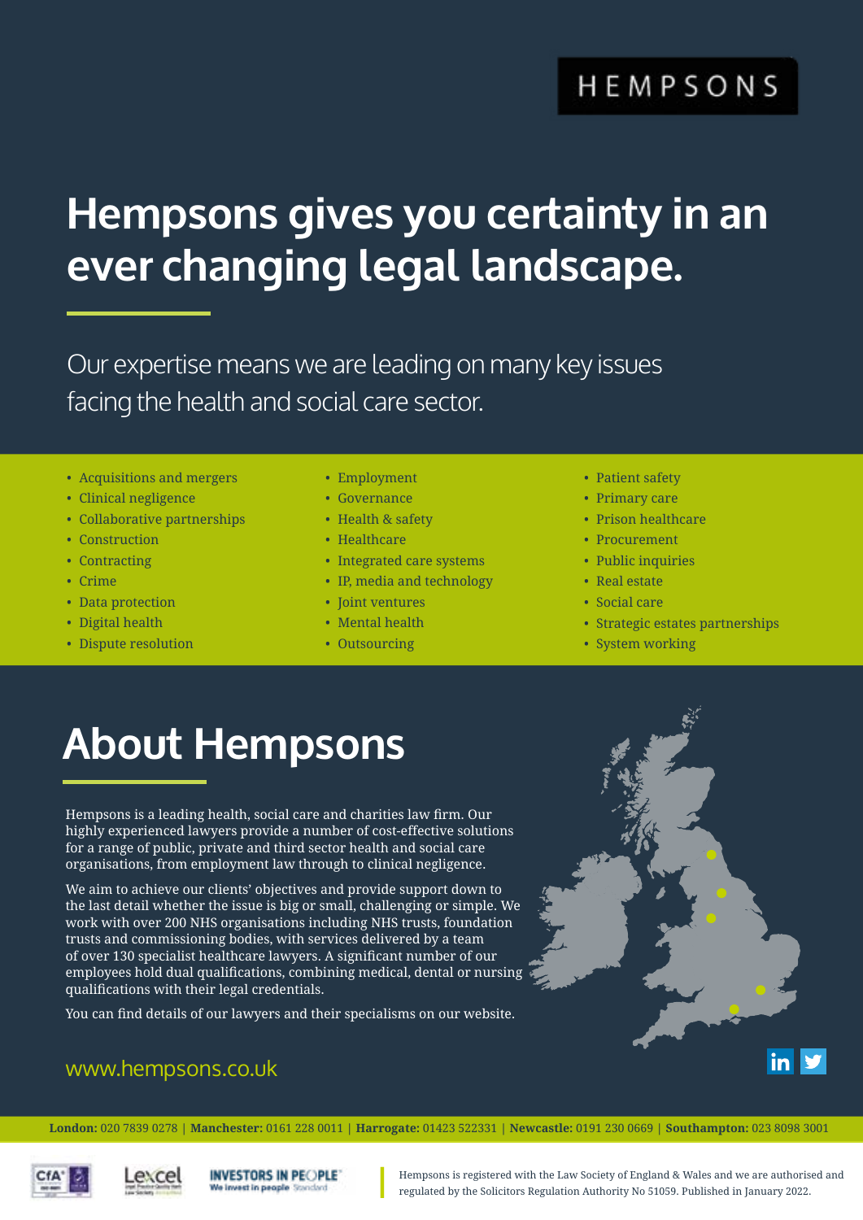HEMPSONS

# Hempsons gives you certainty in an ever changing legal landscape.

Our expertise means we are leading on many key issues facing the health and social care sector.

- Acquisitions and mergers
- Clinical negligence
- Collaborative partnerships
- Construction
- Contracting
- Crime
- Data protection
- Digital health
- Dispute resolution
- Employment
- Governance
- Health & safety
- Healthcare
- Integrated care systems
- IP, media and technology
- Joint ventures
- Mental health
- Outsourcing
- Patient safety
- Primary care
- Prison healthcare
- Procurement
- Public inquiries
- Real estate
- Social care
- Strategic estates partnerships
- System working

## About Hempsons

Hempsons is a leading health, social care and charities law firm. Our highly experienced lawyers provide a number of cost-effective solutions for a range of public, private and third sector health and social care organisations, from employment law through to clinical negligence.

We aim to achieve our clients' objectives and provide support down to the last detail whether the issue is big or small, challenging or simple. We work with over 200 NHS organisations including NHS trusts, foundation trusts and commissioning bodies, with services delivered by a team of over 130 specialist healthcare lawyers. A significant number of our employees hold dual qualifications, combining medical, dental or nursing qualifications with their legal credentials.

You can find details of our lawyers and their specialisms on our website.

www.hempsons.co.uk

**London:** 020 7839 0278 | **Manchester:** 0161 228 0011 | **Harrogate:** 01423 522331 | **Newcastle:** 0191 230 0669 | **Southampton:** 023 8098 3001

Hempsons is registered with the Law Society of England & Wales and we are authorised and regulated by the Solicitors Regulation Authority No 51059. Published in January 2022.